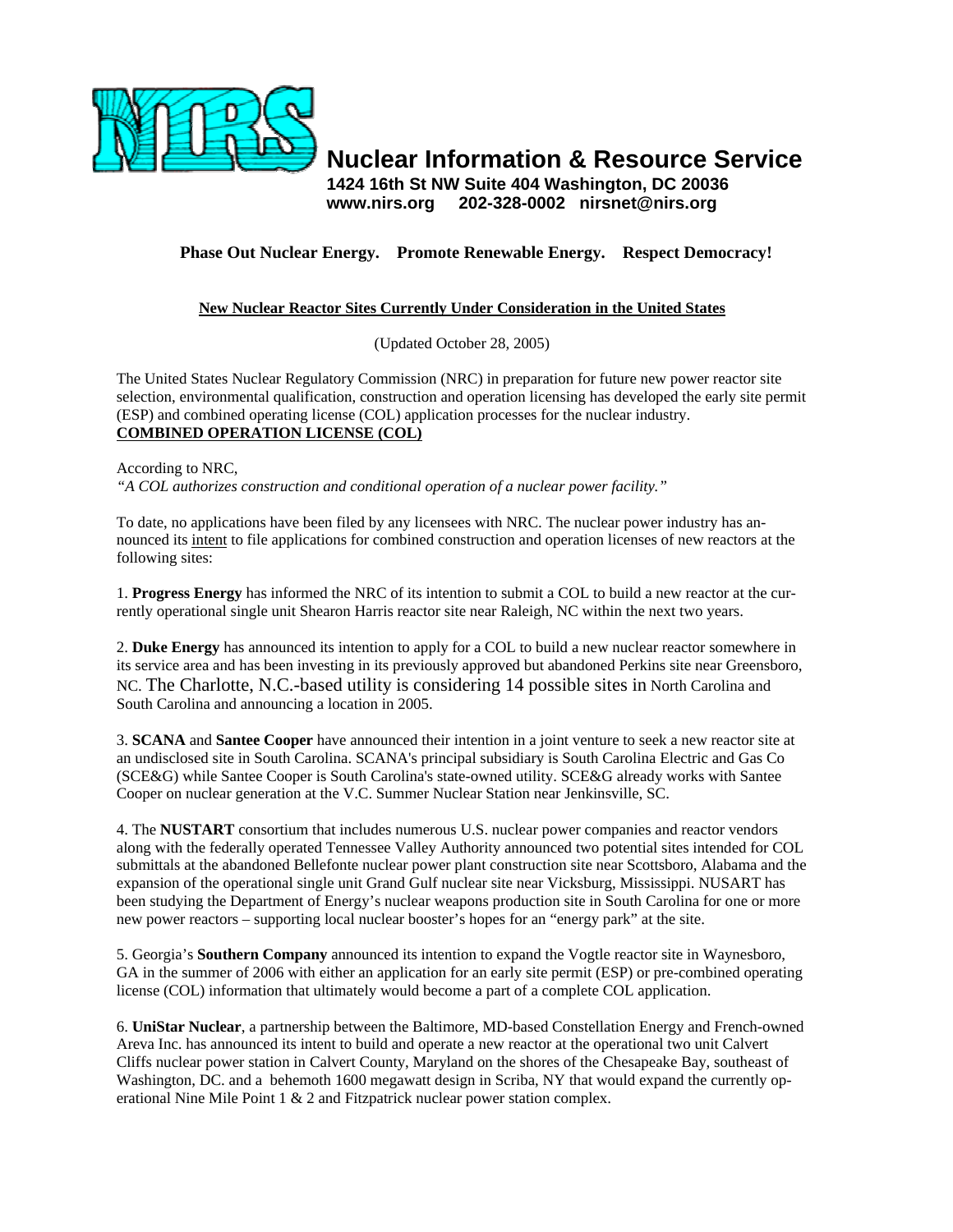# Nuclear Information & Resource Service

**1424 16th St NW Suite 404 Washington, DC 20036**
**www.nirs.org 202-328-0002 nirsnet@nirs.org**

**Phase Out Nuclear Energy. Promote Renewable Energy. Respect Democracy!**

## New Nuclear Reactor Sites Currently Under Consideration in the United States

(Updated October 28, 2005)

The United States Nuclear Regulatory Commission (NRC) in preparation for future new power reactor site selection, environmental qualification, construction and operation licensing has developed the early site permit (ESP) and combined operating license (COL) application processes for the nuclear industry.

**COMBINED OPERATION LICENSE (COL)**

According to NRC,
*"A COL authorizes construction and conditional operation of a nuclear power facility."*

To date, no applications have been filed by any licensees with NRC. The nuclear power industry has announced its intent to file applications for combined construction and operation licenses of new reactors at the following sites:

1. **Progress Energy** has informed the NRC of its intention to submit a COL to build a new reactor at the currently operational single unit Shearon Harris reactor site near Raleigh, NC within the next two years.

2. **Duke Energy** has announced its intention to apply for a COL to build a new nuclear reactor somewhere in its service area and has been investing in its previously approved but abandoned Perkins site near Greensboro, NC. The Charlotte, N.C.-based utility is considering 14 possible sites in North Carolina and South Carolina and announcing a location in 2005.

3. **SCANA** and **Santee Cooper** have announced their intention in a joint venture to seek a new reactor site at an undisclosed site in South Carolina. SCANA's principal subsidiary is South Carolina Electric and Gas Co (SCE&G) while Santee Cooper is South Carolina's state-owned utility. SCE&G already works with Santee Cooper on nuclear generation at the V.C. Summer Nuclear Station near Jenkinsville, SC.

4. The **NUSTART** consortium that includes numerous U.S. nuclear power companies and reactor vendors along with the federally operated Tennessee Valley Authority announced two potential sites intended for COL submittals at the abandoned Bellefonte nuclear power plant construction site near Scottsboro, Alabama and the expansion of the operational single unit Grand Gulf nuclear site near Vicksburg, Mississippi. NUSART has been studying the Department of Energy's nuclear weapons production site in South Carolina for one or more new power reactors – supporting local nuclear booster's hopes for an "energy park" at the site.

5. Georgia's **Southern Company** announced its intention to expand the Vogtle reactor site in Waynesboro, GA in the summer of 2006 with either an application for an early site permit (ESP) or pre-combined operating license (COL) information that ultimately would become a part of a complete COL application.

6. **UniStar Nuclear**, a partnership between the Baltimore, MD-based Constellation Energy and French-owned Areva Inc. has announced its intent to build and operate a new reactor at the operational two unit Calvert Cliffs nuclear power station in Calvert County, Maryland on the shores of the Chesapeake Bay, southeast of Washington, DC. and a behemoth 1600 megawatt design in Scriba, NY that would expand the currently operational Nine Mile Point 1 & 2 and Fitzpatrick nuclear power station complex.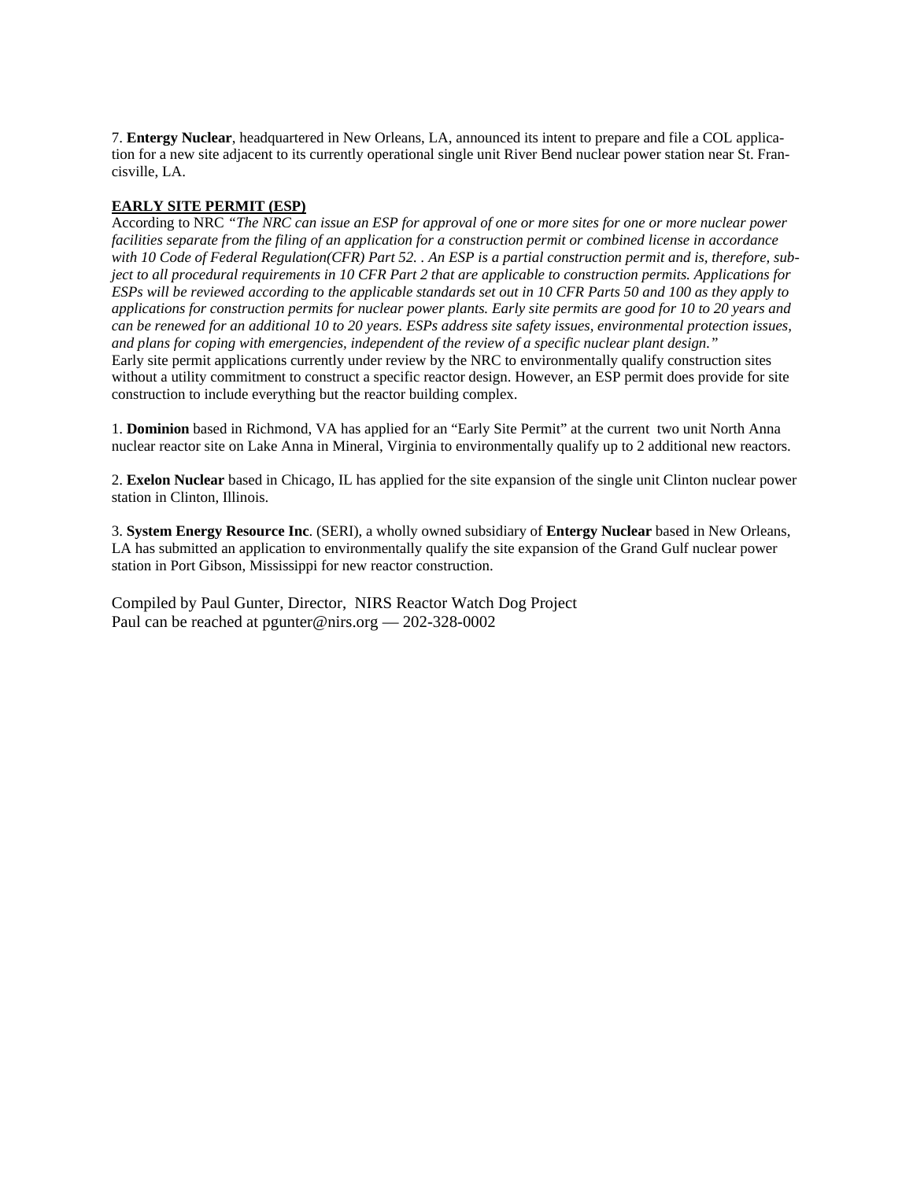7. **Entergy Nuclear**, headquartered in New Orleans, LA, announced its intent to prepare and file a COL application for a new site adjacent to its currently operational single unit River Bend nuclear power station near St. Francisville, LA.

**EARLY SITE PERMIT (ESP)**

According to NRC *"The NRC can issue an ESP for approval of one or more sites for one or more nuclear power facilities separate from the filing of an application for a construction permit or combined license in accordance with 10 Code of Federal Regulation(CFR) Part 52. . An ESP is a partial construction permit and is, therefore, subject to all procedural requirements in 10 CFR Part 2 that are applicable to construction permits. Applications for ESPs will be reviewed according to the applicable standards set out in 10 CFR Parts 50 and 100 as they apply to applications for construction permits for nuclear power plants. Early site permits are good for 10 to 20 years and can be renewed for an additional 10 to 20 years. ESPs address site safety issues, environmental protection issues, and plans for coping with emergencies, independent of the review of a specific nuclear plant design."*
Early site permit applications currently under review by the NRC to environmentally qualify construction sites without a utility commitment to construct a specific reactor design. However, an ESP permit does provide for site construction to include everything but the reactor building complex.

1. **Dominion** based in Richmond, VA has applied for an "Early Site Permit" at the current two unit North Anna nuclear reactor site on Lake Anna in Mineral, Virginia to environmentally qualify up to 2 additional new reactors.

2. **Exelon Nuclear** based in Chicago, IL has applied for the site expansion of the single unit Clinton nuclear power station in Clinton, Illinois.

3. **System Energy Resource Inc**. (SERI), a wholly owned subsidiary of **Entergy Nuclear** based in New Orleans, LA has submitted an application to environmentally qualify the site expansion of the Grand Gulf nuclear power station in Port Gibson, Mississippi for new reactor construction.

Compiled by Paul Gunter, Director, NIRS Reactor Watch Dog Project
Paul can be reached at pgunter@nirs.org — 202-328-0002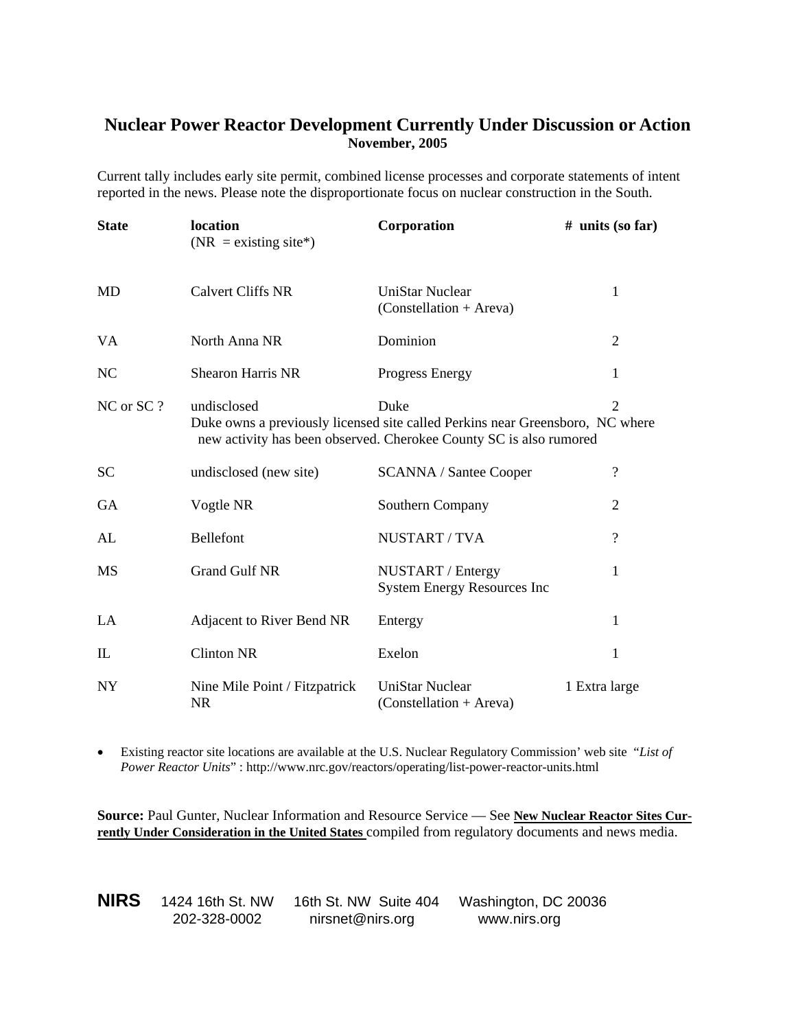# Nuclear Power Reactor Development Currently Under Discussion or Action

**November, 2005**

Current tally includes early site permit, combined license processes and corporate statements of intent reported in the news. Please note the disproportionate focus on nuclear construction in the South.

| State | location (NR = existing site*) | Corporation | # units (so far) |
|---|---|---|---|
| MD | Calvert Cliffs NR | UniStar Nuclear (Constellation + Areva) | 1 |
| VA | North Anna NR | Dominion | 2 |
| NC | Shearon Harris NR | Progress Energy | 1 |
| NC or SC ? | undisclosed | Duke | 2 |
| | Duke owns a previously licensed site called Perkins near Greensboro, NC where new activity has been observed. Cherokee County SC is also rumored | | |
| SC | undisclosed (new site) | SCANNA / Santee Cooper | ? |
| GA | Vogtle NR | Southern Company | 2 |
| AL | Bellefont | NUSTART / TVA | ? |
| MS | Grand Gulf NR | NUSTART / Entergy System Energy Resources Inc | 1 |
| LA | Adjacent to River Bend NR | Entergy | 1 |
| IL | Clinton NR | Exelon | 1 |
| NY | Nine Mile Point / Fitzpatrick NR | UniStar Nuclear (Constellation + Areva) | 1 Extra large |

- Existing reactor site locations are available at the U.S. Nuclear Regulatory Commission' web site "*List of Power Reactor Units*" : http://www.nrc.gov/reactors/operating/list-power-reactor-units.html

**Source:** Paul Gunter, Nuclear Information and Resource Service — See **New Nuclear Reactor Sites Currently Under Consideration in the United States** compiled from regulatory documents and news media.

**NIRS** 1424 16th St. NW 16th St. NW Suite 404 Washington, DC 20036
202-328-0002 nirsnet@nirs.org www.nirs.org